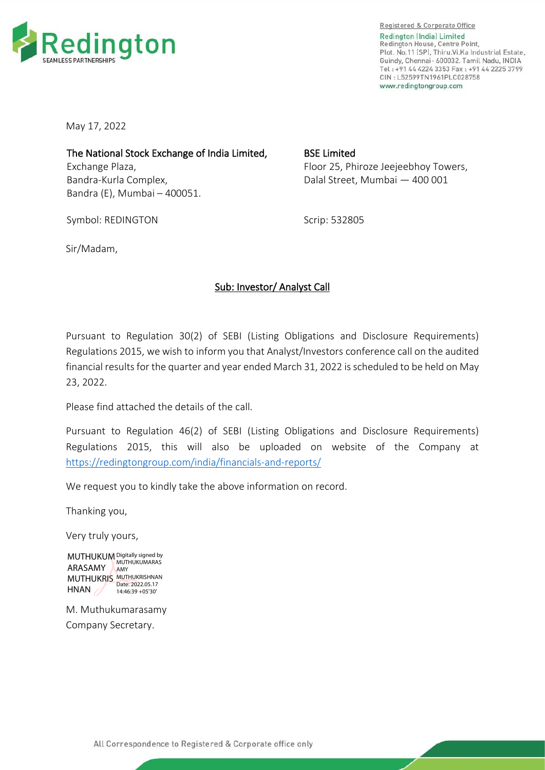Registered & Corporate Office
Redington (India) Limited
Redington House, Centre Point,
Plot. No.11 (SP), Thiru.Vi.Ka Industrial Estate,
Guindy, Chennai - 600032. Tamil Nadu, INDIA
Tel : +91 44 4224 3353 Fax : +91 44 2225 3799
CIN : L52599TN1961PLC028758
www.redingtongroup.com

May 17, 2022

**The National Stock Exchange of India Limited,**
Exchange Plaza,
Bandra-Kurla Complex,
Bandra (E), Mumbai – 400051.

Symbol: REDINGTON

**BSE Limited**
Floor 25, Phiroze Jeejeebhoy Towers,
Dalal Street, Mumbai — 400 001

Scrip: 532805

Sir/Madam,

**Sub: Investor/ Analyst Call**

Pursuant to Regulation 30(2) of SEBI (Listing Obligations and Disclosure Requirements) Regulations 2015, we wish to inform you that Analyst/Investors conference call on the audited financial results for the quarter and year ended March 31, 2022 is scheduled to be held on May 23, 2022.

Please find attached the details of the call.

Pursuant to Regulation 46(2) of SEBI (Listing Obligations and Disclosure Requirements) Regulations 2015, this will also be uploaded on website of the Company at https://redingtongroup.com/india/financials-and-reports/

We request you to kindly take the above information on record.

Thanking you,

Very truly yours,

MUTHUKUMARASAMY MUTHUKRISHNAN
Digitally signed by MUTHUKUMARASAMY MUTHUKRISHNAN
Date: 2022.05.17 14:46:39 +05'30'

M. Muthukumarasamy
Company Secretary.

All Correspondence to Registered & Corporate office only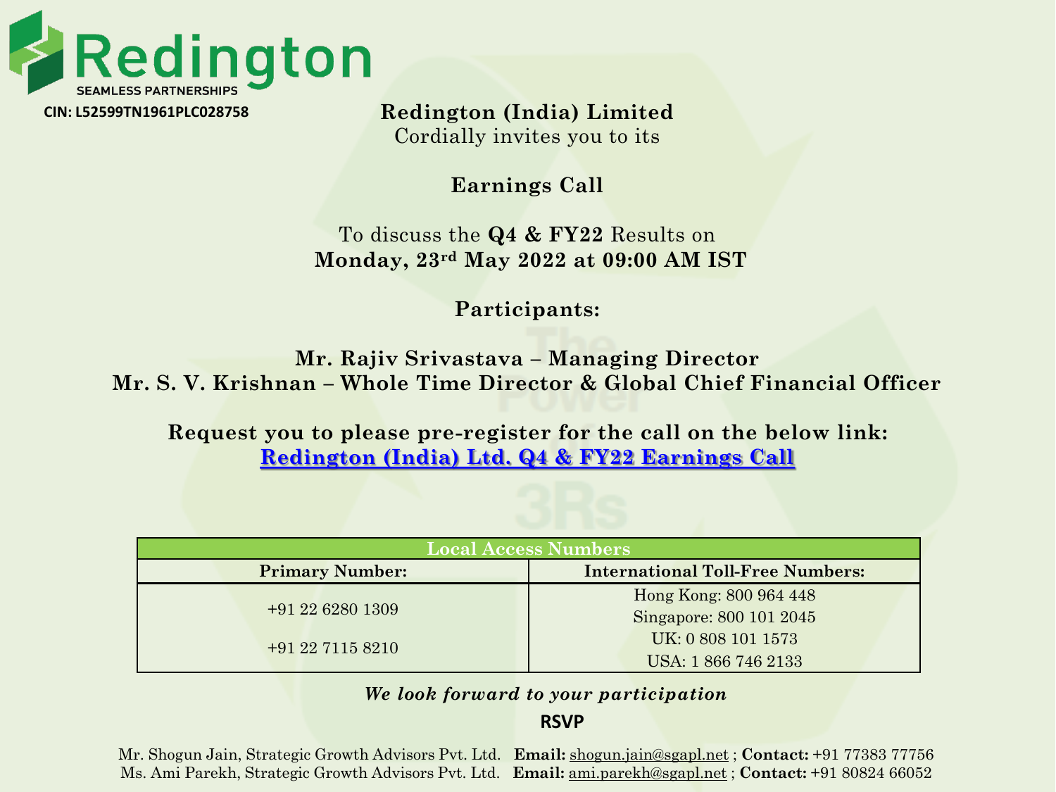Redington
SEAMLESS PARTNERSHIPS

CIN: L52599TN1961PLC028758

**Redington (India) Limited**

Cordially invites you to its

## Earnings Call

To discuss the **Q4 & FY22** Results on
**Monday, 23rd May 2022 at 09:00 AM IST**

**Participants:**

**Mr. Rajiv Srivastava – Managing Director**
**Mr. S. V. Krishnan – Whole Time Director & Global Chief Financial Officer**

**Request you to please pre-register for the call on the below link:**
**Redington (India) Ltd. Q4 & FY22 Earnings Call**

| Local Access Numbers | |
|---|---|
| **Primary Number:** | **International Toll-Free Numbers:** |
| +91 22 6280 1309<br>+91 22 7115 8210 | Hong Kong: 800 964 448<br>Singapore: 800 101 2045<br>UK: 0 808 101 1573<br>USA: 1 866 746 2133 |

***We look forward to your participation***

**RSVP**

Mr. Shogun Jain, Strategic Growth Advisors Pvt. Ltd. **Email:** shogun.jain@sgapl.net ; **Contact:** +91 77383 77756
Ms. Ami Parekh, Strategic Growth Advisors Pvt. Ltd. **Email:** ami.parekh@sgapl.net ; **Contact:** +91 80824 66052